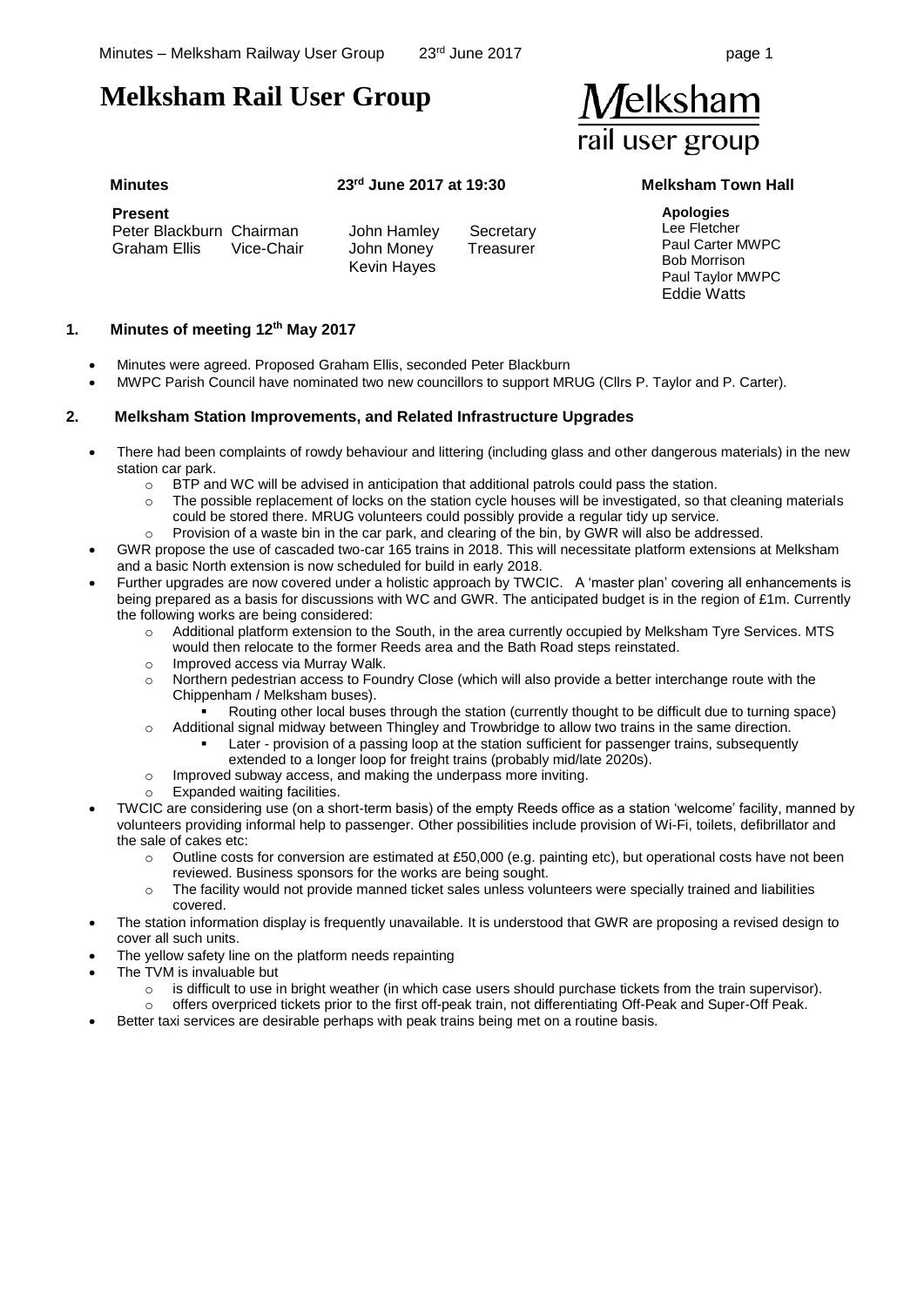# Melksham Rail User Group

Melksham rail user group

**Minutes** **23rd June 2017 at 19:30** **Melksham Town Hall**

**Present**

| | | | |
|---|---|---|---|
| Peter Blackburn | Chairman | John Hamley | Secretary |
| Graham Ellis | Vice-Chair | John Money | Treasurer |
| | | Kevin Hayes | |

**Apologies**

Lee Fletcher
Paul Carter MWPC
Bob Morrison
Paul Taylor MWPC
Eddie Watts

## 1. Minutes of meeting 12th May 2017

- Minutes were agreed. Proposed Graham Ellis, seconded Peter Blackburn
- MWPC Parish Council have nominated two new councillors to support MRUG (Cllrs P. Taylor and P. Carter).

## 2. Melksham Station Improvements, and Related Infrastructure Upgrades

- There had been complaints of rowdy behaviour and littering (including glass and other dangerous materials) in the new station car park.
  - BTP and WC will be advised in anticipation that additional patrols could pass the station.
  - The possible replacement of locks on the station cycle houses will be investigated, so that cleaning materials could be stored there. MRUG volunteers could possibly provide a regular tidy up service.
  - Provision of a waste bin in the car park, and clearing of the bin, by GWR will also be addressed.
- GWR propose the use of cascaded two-car 165 trains in 2018. This will necessitate platform extensions at Melksham and a basic North extension is now scheduled for build in early 2018.
- Further upgrades are now covered under a holistic approach by TWCIC. A 'master plan' covering all enhancements is being prepared as a basis for discussions with WC and GWR. The anticipated budget is in the region of £1m. Currently the following works are being considered:
  - Additional platform extension to the South, in the area currently occupied by Melksham Tyre Services. MTS would then relocate to the former Reeds area and the Bath Road steps reinstated.
  - Improved access via Murray Walk.
  - Northern pedestrian access to Foundry Close (which will also provide a better interchange route with the Chippenham / Melksham buses).
    - Routing other local buses through the station (currently thought to be difficult due to turning space)
  - Additional signal midway between Thingley and Trowbridge to allow two trains in the same direction.
    - Later - provision of a passing loop at the station sufficient for passenger trains, subsequently extended to a longer loop for freight trains (probably mid/late 2020s).
  - Improved subway access, and making the underpass more inviting.
  - Expanded waiting facilities.
- TWCIC are considering use (on a short-term basis) of the empty Reeds office as a station 'welcome' facility, manned by volunteers providing informal help to passenger. Other possibilities include provision of Wi-Fi, toilets, defibrillator and the sale of cakes etc:
  - Outline costs for conversion are estimated at £50,000 (e.g. painting etc), but operational costs have not been reviewed. Business sponsors for the works are being sought.
  - The facility would not provide manned ticket sales unless volunteers were specially trained and liabilities covered.
- The station information display is frequently unavailable. It is understood that GWR are proposing a revised design to cover all such units.
- The yellow safety line on the platform needs repainting
- The TVM is invaluable but
  - is difficult to use in bright weather (in which case users should purchase tickets from the train supervisor).
  - offers overpriced tickets prior to the first off-peak train, not differentiating Off-Peak and Super-Off Peak.
- Better taxi services are desirable perhaps with peak trains being met on a routine basis.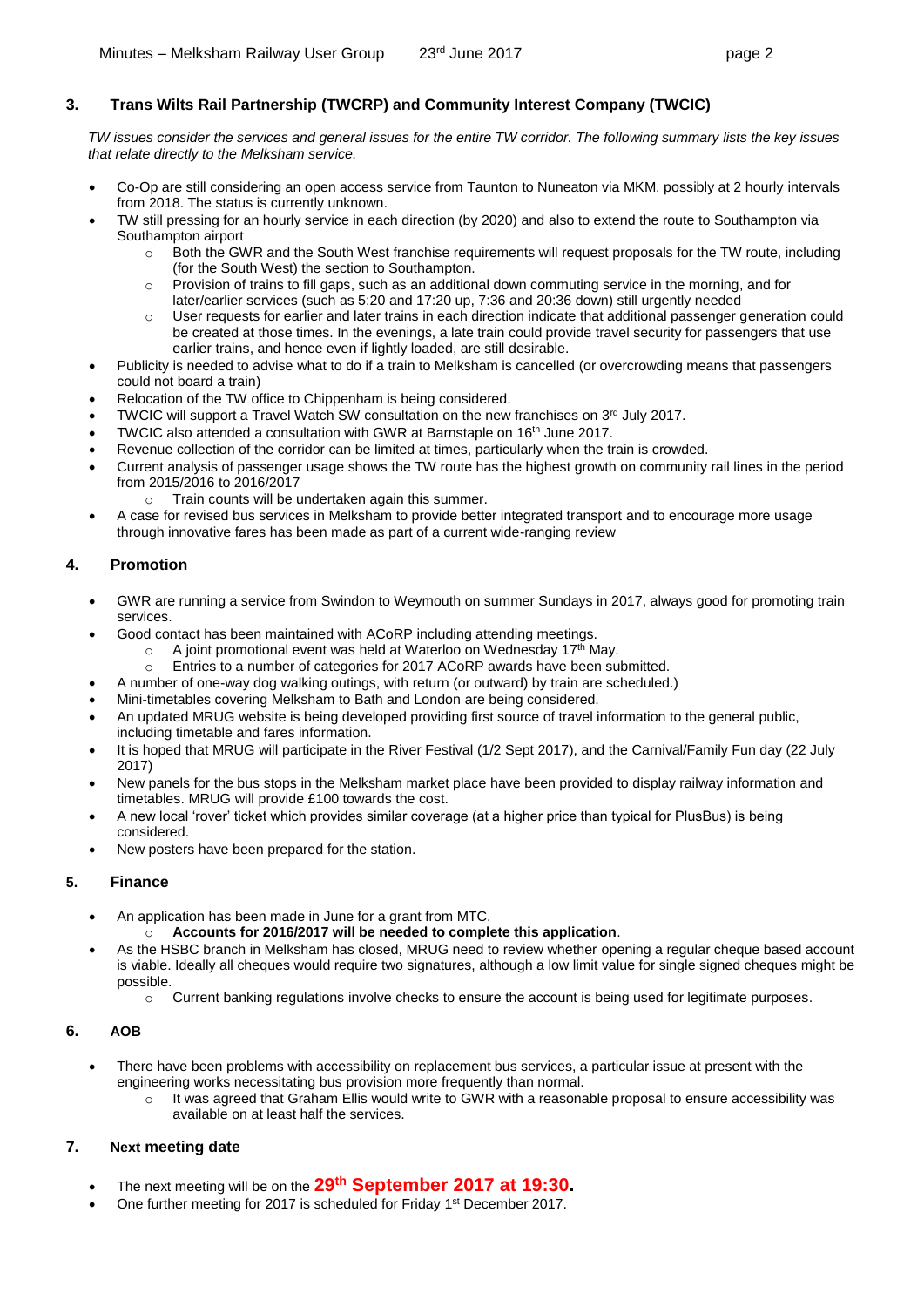## 3. Trans Wilts Rail Partnership (TWCRP) and Community Interest Company (TWCIC)

*TW issues consider the services and general issues for the entire TW corridor. The following summary lists the key issues that relate directly to the Melksham service.*

- Co-Op are still considering an open access service from Taunton to Nuneaton via MKM, possibly at 2 hourly intervals from 2018. The status is currently unknown.
- TW still pressing for an hourly service in each direction (by 2020) and also to extend the route to Southampton via Southampton airport
  - Both the GWR and the South West franchise requirements will request proposals for the TW route, including (for the South West) the section to Southampton.
  - Provision of trains to fill gaps, such as an additional down commuting service in the morning, and for later/earlier services (such as 5:20 and 17:20 up, 7:36 and 20:36 down) still urgently needed
  - User requests for earlier and later trains in each direction indicate that additional passenger generation could be created at those times. In the evenings, a late train could provide travel security for passengers that use earlier trains, and hence even if lightly loaded, are still desirable.
- Publicity is needed to advise what to do if a train to Melksham is cancelled (or overcrowding means that passengers could not board a train)
- Relocation of the TW office to Chippenham is being considered.
- TWCIC will support a Travel Watch SW consultation on the new franchises on 3rd July 2017.
- TWCIC also attended a consultation with GWR at Barnstaple on 16th June 2017.
- Revenue collection of the corridor can be limited at times, particularly when the train is crowded.
- Current analysis of passenger usage shows the TW route has the highest growth on community rail lines in the period from 2015/2016 to 2016/2017
  - Train counts will be undertaken again this summer.
- A case for revised bus services in Melksham to provide better integrated transport and to encourage more usage through innovative fares has been made as part of a current wide-ranging review

## 4. Promotion

- GWR are running a service from Swindon to Weymouth on summer Sundays in 2017, always good for promoting train services.
- Good contact has been maintained with ACoRP including attending meetings.
  - A joint promotional event was held at Waterloo on Wednesday 17th May.
  - Entries to a number of categories for 2017 ACoRP awards have been submitted.
- A number of one-way dog walking outings, with return (or outward) by train are scheduled.)
- Mini-timetables covering Melksham to Bath and London are being considered.
- An updated MRUG website is being developed providing first source of travel information to the general public, including timetable and fares information.
- It is hoped that MRUG will participate in the River Festival (1/2 Sept 2017), and the Carnival/Family Fun day (22 July 2017)
- New panels for the bus stops in the Melksham market place have been provided to display railway information and timetables. MRUG will provide £100 towards the cost.
- A new local 'rover' ticket which provides similar coverage (at a higher price than typical for PlusBus) is being considered.
- New posters have been prepared for the station.

## 5. Finance

- An application has been made in June for a grant from MTC.
  - **Accounts for 2016/2017 will be needed to complete this application**.
- As the HSBC branch in Melksham has closed, MRUG need to review whether opening a regular cheque based account is viable. Ideally all cheques would require two signatures, although a low limit value for single signed cheques might be possible.
  - Current banking regulations involve checks to ensure the account is being used for legitimate purposes.

## 6. AOB

- There have been problems with accessibility on replacement bus services, a particular issue at present with the engineering works necessitating bus provision more frequently than normal.
  - It was agreed that Graham Ellis would write to GWR with a reasonable proposal to ensure accessibility was available on at least half the services.

## 7. Next meeting date

- The next meeting will be on the **29th September 2017 at 19:30.**
- One further meeting for 2017 is scheduled for Friday 1st December 2017.